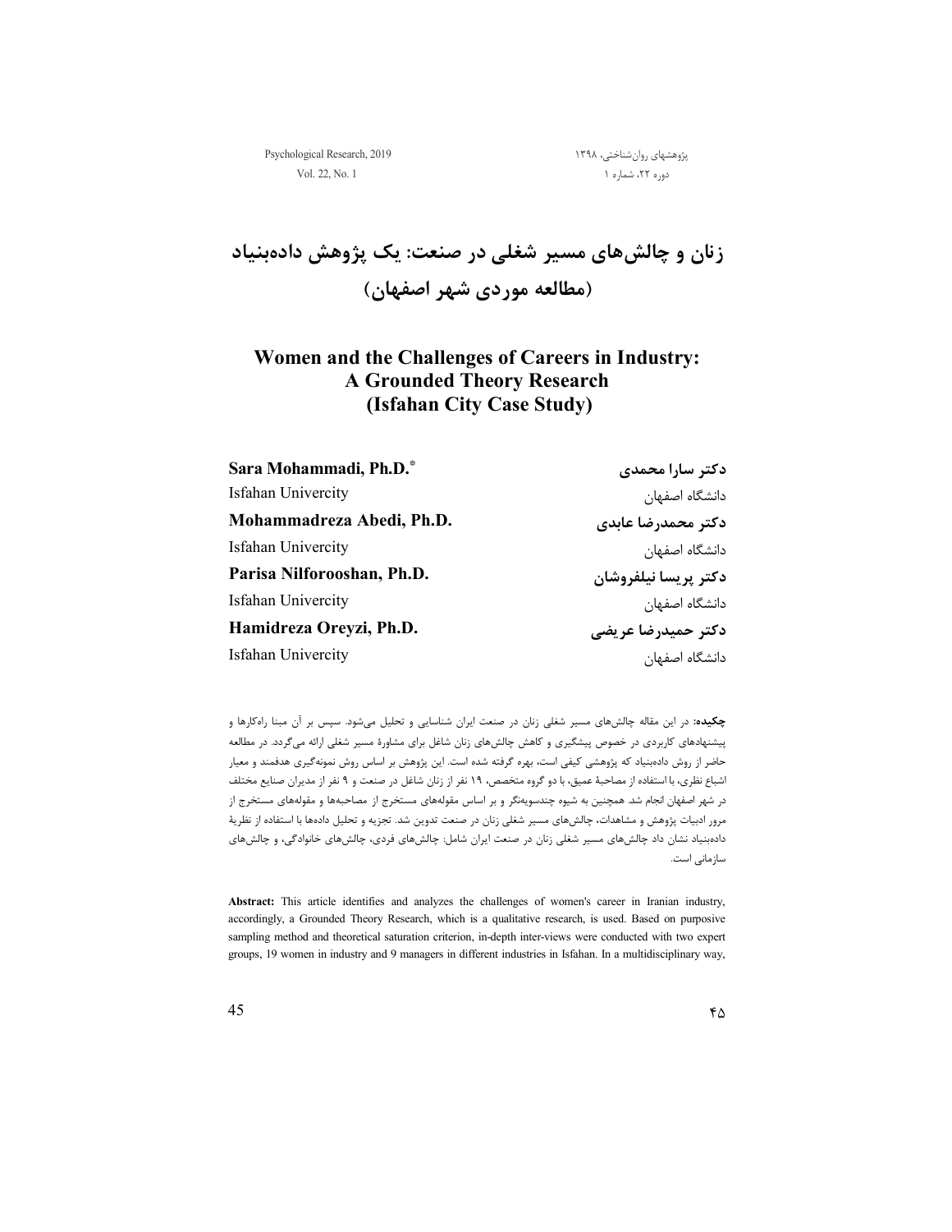# زنان و چالش‌های مسیر شغلی در صنعت: یک پژوهش داده‌بنیاد (مطالعه موردی شهر اصفهان)

# Women and the Challenges of Careers in Industry: A Grounded Theory Research (Isfahan City Case Study)

**Sara Mohammadi, Ph.D.***
Isfahan Univercity

**Mohammadreza Abedi, Ph.D.**
Isfahan Univercity

**Parisa Nilforooshan, Ph.D.**
Isfahan Univercity

**Hamidreza Oreyzi, Ph.D.**
Isfahan Univercity

**دکتر سارا محمدی**
دانشگاه اصفهان

**دکتر محمدرضا عابدی**
دانشگاه اصفهان

**دکتر پریسا نیلفروشان**
دانشگاه اصفهان

**دکتر حمیدرضا عریضی**
دانشگاه اصفهان

**چکیده:** در این مقاله چالش‌های مسیر شغلی زنان در صنعت ایران شناسایی و تحلیل می‌شود. سپس بر آن مبنا راه‌کارها و پیشنهادهای کاربردی در خصوص پیشگیری و کاهش چالش‌های زنان شاغل برای مشاورهٔ مسیر شغلی ارائه می‌گردد. در مطالعه حاضر از روش داده‌بنیاد که پژوهشی کیفی است، بهره گرفته شده است. این پژوهش بر اساس روش نمونه‌گیری هدفمند و معیار اشباع نظری، با استفاده از مصاحبهٔ عمیق، با دو گروه متخصص، ۱۹ نفر از زنان شاغل در صنعت و ۹ نفر از مدیران صنایع مختلف در شهر اصفهان انجام شد. همچنین به شیوه چندسویه‌نگر و بر اساس مقوله‌های مستخرج از مصاحبه‌ها و مقوله‌های مستخرج از مرور ادبیات پژوهش و مشاهدات، چالش‌های مسیر شغلی زنان در صنعت تدوین شد. تجزیه و تحلیل داده‌ها با استفاده از نظریهٔ داده‌بنیاد نشان داد چالش‌های مسیر شغلی زنان در صنعت ایران شامل: چالش‌های فردی، چالش‌های خانوادگی، و چالش‌های سازمانی است.

**Abstract:** This article identifies and analyzes the challenges of women's career in Iranian industry, accordingly, a Grounded Theory Research, which is a qualitative research, is used. Based on purposive sampling method and theoretical saturation criterion, in-depth inter-views were conducted with two expert groups, 19 women in industry and 9 managers in different industries in Isfahan. In a multidisciplinary way,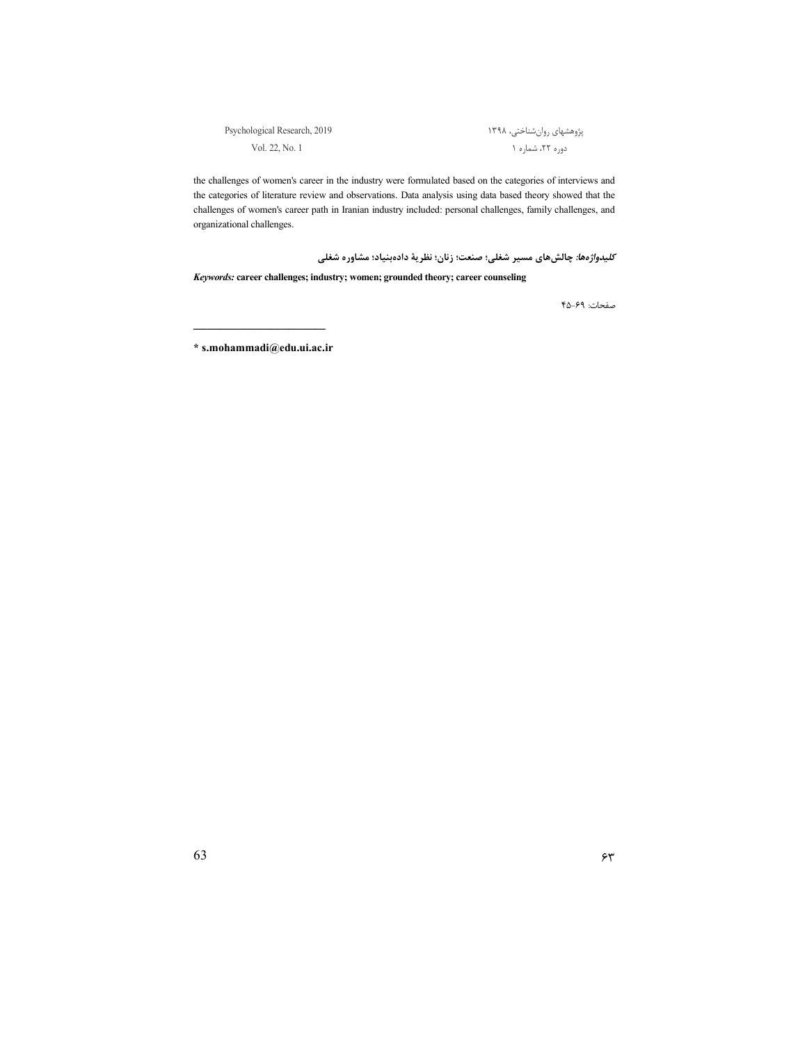the challenges of women's career in the industry were formulated based on the categories of interviews and the categories of literature review and observations. Data analysis using data based theory showed that the challenges of women's career path in Iranian industry included: personal challenges, family challenges, and organizational challenges.

***کلیدواژه‌ها:*** **چالش‌های مسیر شغلی؛ صنعت؛ زنان؛ نظریهٔ داده‌بنیاد؛ مشاوره شغلی**

***Keywords:*** **career challenges; industry; women; grounded theory; career counseling**

صفحات: ۶۹-۴۵

---

**\* s.mohammadi@edu.ui.ac.ir**